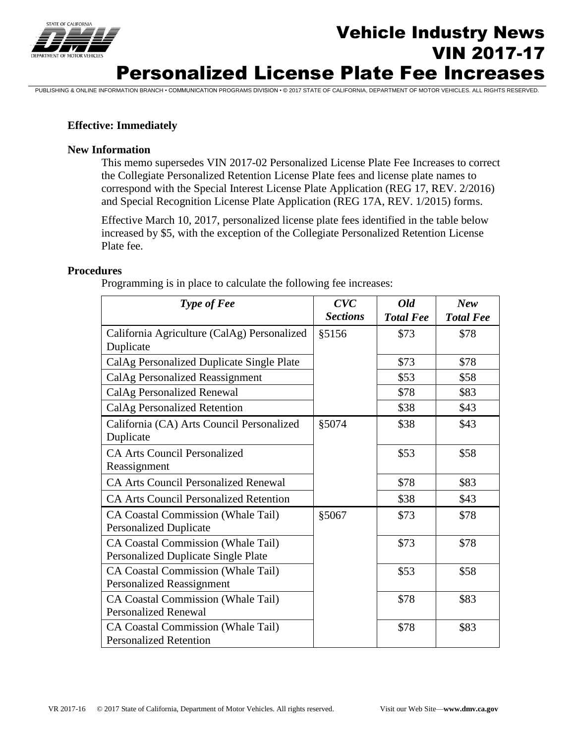# Vehicle Industry News
# VIN 2017-17
# Personalized License Plate Fee Increases

PUBLISHING & ONLINE INFORMATION BRANCH • COMMUNICATION PROGRAMS DIVISION • © 2017 STATE OF CALIFORNIA, DEPARTMENT OF MOTOR VEHICLES. ALL RIGHTS RESERVED.

**Effective: Immediately**

**New Information**

This memo supersedes VIN 2017-02 Personalized License Plate Fee Increases to correct the Collegiate Personalized Retention License Plate fees and license plate names to correspond with the Special Interest License Plate Application (REG 17, REV. 2/2016) and Special Recognition License Plate Application (REG 17A, REV. 1/2015) forms.

Effective March 10, 2017, personalized license plate fees identified in the table below increased by $5, with the exception of the Collegiate Personalized Retention License Plate fee.

**Procedures**

Programming is in place to calculate the following fee increases:

| *Type of Fee* | *CVC Sections* | *Old Total Fee* | *New Total Fee* |
|---|---|---|---|
| California Agriculture (CalAg) Personalized Duplicate | §5156 | $73 | $78 |
| CalAg Personalized Duplicate Single Plate | | $73 | $78 |
| CalAg Personalized Reassignment | | $53 | $58 |
| CalAg Personalized Renewal | | $78 | $83 |
| CalAg Personalized Retention | | $38 | $43 |
| California (CA) Arts Council Personalized Duplicate | §5074 | $38 | $43 |
| CA Arts Council Personalized Reassignment | | $53 | $58 |
| CA Arts Council Personalized Renewal | | $78 | $83 |
| CA Arts Council Personalized Retention | | $38 | $43 |
| CA Coastal Commission (Whale Tail) Personalized Duplicate | §5067 | $73 | $78 |
| CA Coastal Commission (Whale Tail) Personalized Duplicate Single Plate | | $73 | $78 |
| CA Coastal Commission (Whale Tail) Personalized Reassignment | | $53 | $58 |
| CA Coastal Commission (Whale Tail) Personalized Renewal | | $78 | $83 |
| CA Coastal Commission (Whale Tail) Personalized Retention | | $78 | $83 |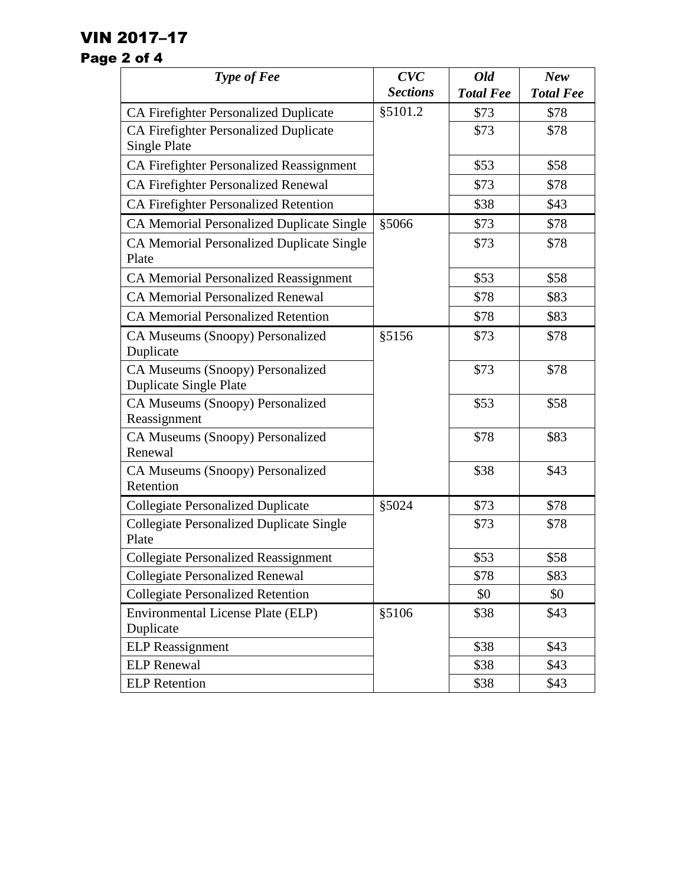| *Type of Fee* | *CVC Sections* | *Old Total Fee* | *New Total Fee* |
|---|---|---|---|
| CA Firefighter Personalized Duplicate | §5101.2 | $73 | $78 |
| CA Firefighter Personalized Duplicate Single Plate | | $73 | $78 |
| CA Firefighter Personalized Reassignment | | $53 | $58 |
| CA Firefighter Personalized Renewal | | $73 | $78 |
| CA Firefighter Personalized Retention | | $38 | $43 |
| CA Memorial Personalized Duplicate Single | §5066 | $73 | $78 |
| CA Memorial Personalized Duplicate Single Plate | | $73 | $78 |
| CA Memorial Personalized Reassignment | | $53 | $58 |
| CA Memorial Personalized Renewal | | $78 | $83 |
| CA Memorial Personalized Retention | | $78 | $83 |
| CA Museums (Snoopy) Personalized Duplicate | §5156 | $73 | $78 |
| CA Museums (Snoopy) Personalized Duplicate Single Plate | | $73 | $78 |
| CA Museums (Snoopy) Personalized Reassignment | | $53 | $58 |
| CA Museums (Snoopy) Personalized Renewal | | $78 | $83 |
| CA Museums (Snoopy) Personalized Retention | | $38 | $43 |
| Collegiate Personalized Duplicate | §5024 | $73 | $78 |
| Collegiate Personalized Duplicate Single Plate | | $73 | $78 |
| Collegiate Personalized Reassignment | | $53 | $58 |
| Collegiate Personalized Renewal | | $78 | $83 |
| Collegiate Personalized Retention | | $0 | $0 |
| Environmental License Plate (ELP) Duplicate | §5106 | $38 | $43 |
| ELP Reassignment | | $38 | $43 |
| ELP Renewal | | $38 | $43 |
| ELP Retention | | $38 | $43 |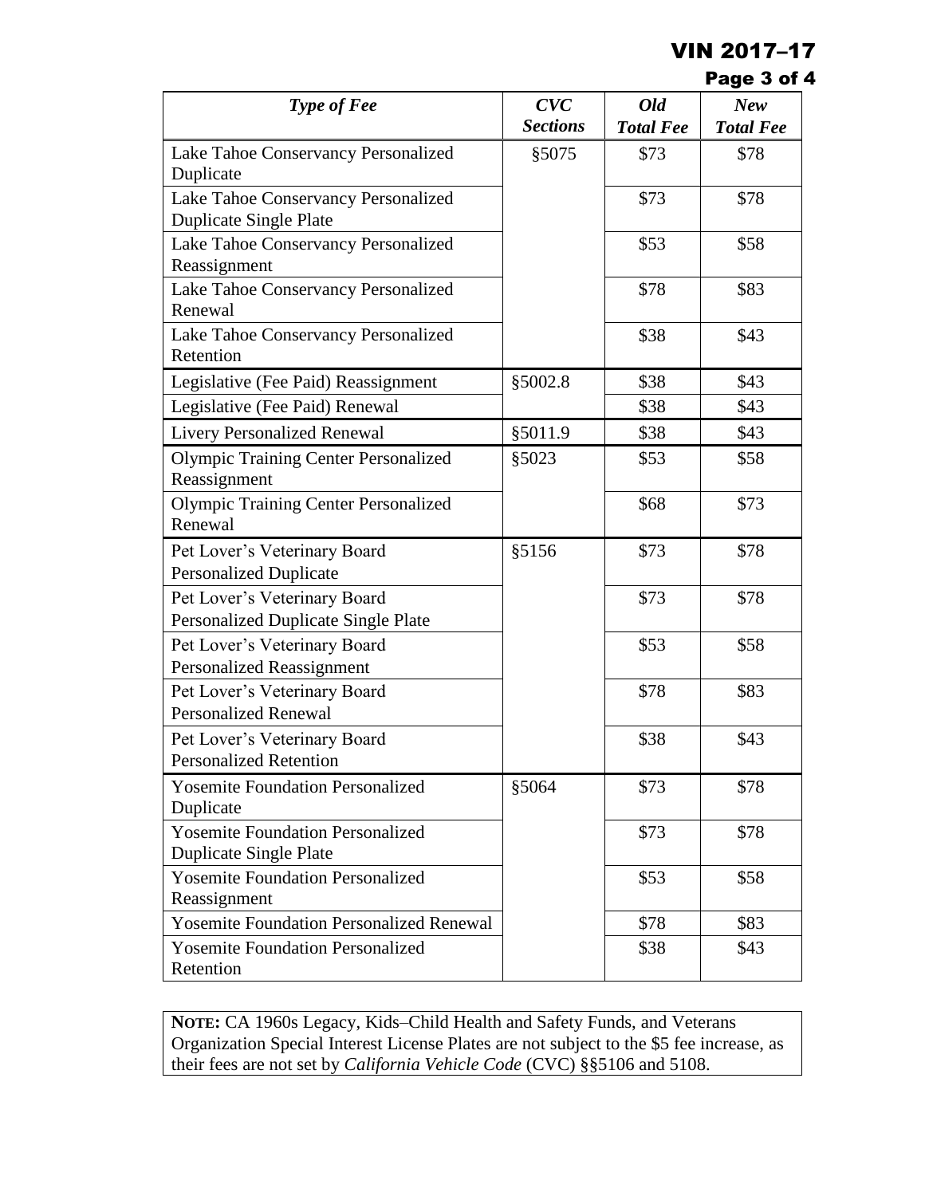| *Type of Fee* | *CVC Sections* | *Old Total Fee* | *New Total Fee* |
|---|---|---|---|
| Lake Tahoe Conservancy Personalized Duplicate | §5075 | $73 | $78 |
| Lake Tahoe Conservancy Personalized Duplicate Single Plate | | $73 | $78 |
| Lake Tahoe Conservancy Personalized Reassignment | | $53 | $58 |
| Lake Tahoe Conservancy Personalized Renewal | | $78 | $83 |
| Lake Tahoe Conservancy Personalized Retention | | $38 | $43 |
| Legislative (Fee Paid) Reassignment | §5002.8 | $38 | $43 |
| Legislative (Fee Paid) Renewal | | $38 | $43 |
| Livery Personalized Renewal | §5011.9 | $38 | $43 |
| Olympic Training Center Personalized Reassignment | §5023 | $53 | $58 |
| Olympic Training Center Personalized Renewal | | $68 | $73 |
| Pet Lover's Veterinary Board Personalized Duplicate | §5156 | $73 | $78 |
| Pet Lover's Veterinary Board Personalized Duplicate Single Plate | | $73 | $78 |
| Pet Lover's Veterinary Board Personalized Reassignment | | $53 | $58 |
| Pet Lover's Veterinary Board Personalized Renewal | | $78 | $83 |
| Pet Lover's Veterinary Board Personalized Retention | | $38 | $43 |
| Yosemite Foundation Personalized Duplicate | §5064 | $73 | $78 |
| Yosemite Foundation Personalized Duplicate Single Plate | | $73 | $78 |
| Yosemite Foundation Personalized Reassignment | | $53 | $58 |
| Yosemite Foundation Personalized Renewal | | $78 | $83 |
| Yosemite Foundation Personalized Retention | | $38 | $43 |

**NOTE:** CA 1960s Legacy, Kids–Child Health and Safety Funds, and Veterans Organization Special Interest License Plates are not subject to the $5 fee increase, as their fees are not set by *California Vehicle Code* (CVC) §§5106 and 5108.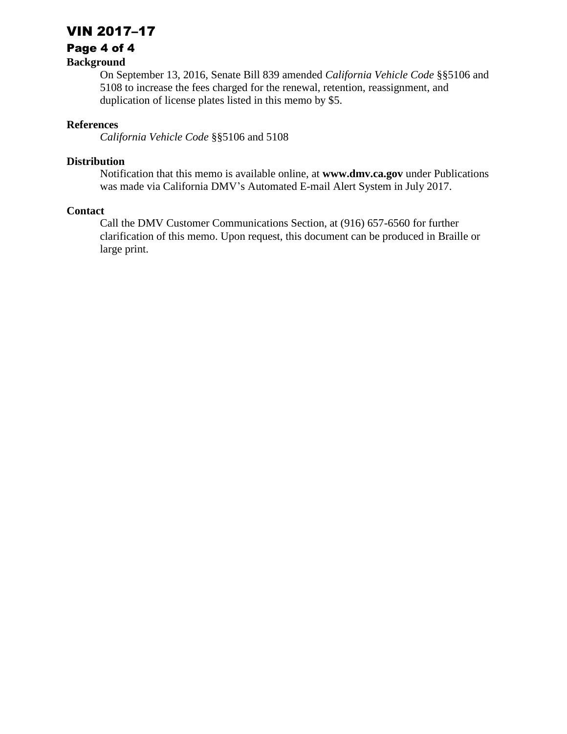**Background**

On September 13, 2016, Senate Bill 839 amended *California Vehicle Code* §§5106 and 5108 to increase the fees charged for the renewal, retention, reassignment, and duplication of license plates listed in this memo by $5.

**References**

*California Vehicle Code* §§5106 and 5108

**Distribution**

Notification that this memo is available online, at **www.dmv.ca.gov** under Publications was made via California DMV's Automated E-mail Alert System in July 2017.

**Contact**

Call the DMV Customer Communications Section, at (916) 657-6560 for further clarification of this memo. Upon request, this document can be produced in Braille or large print.